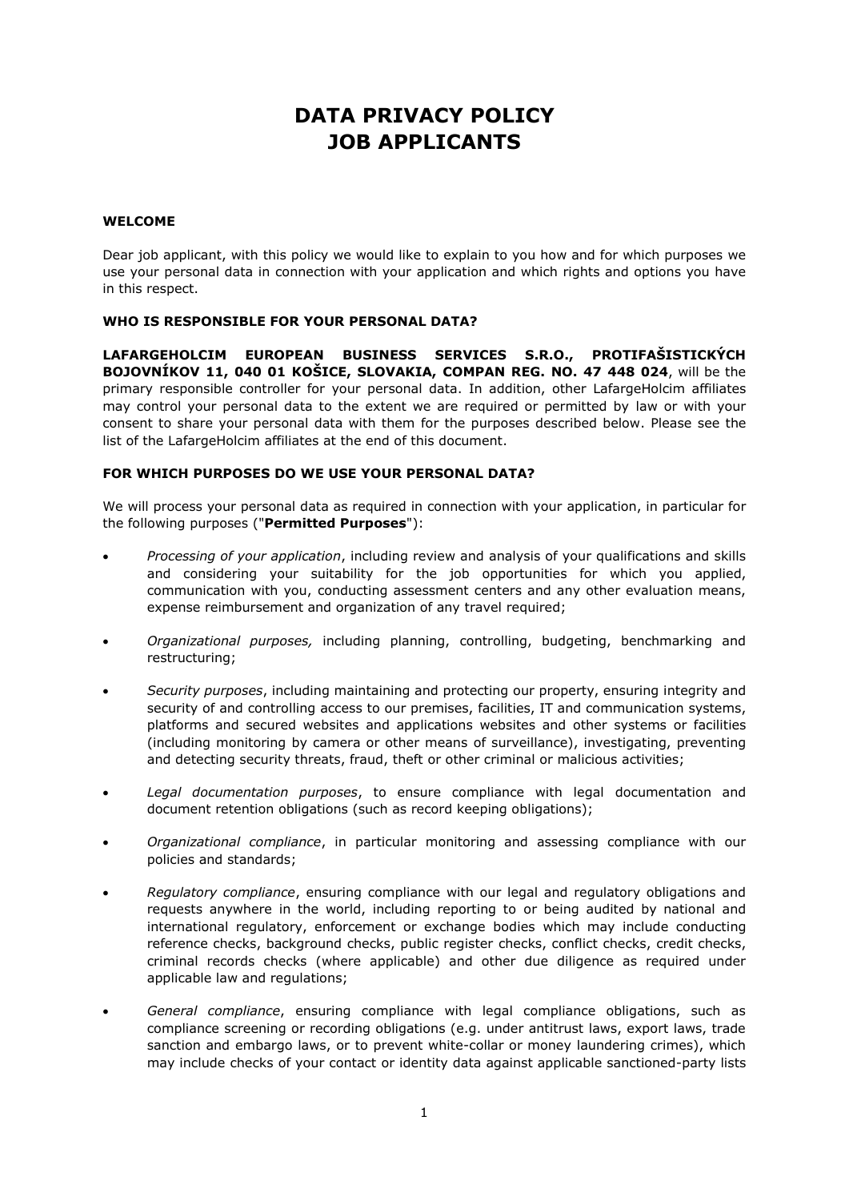# DATA PRIVACY POLICY JOB APPLICANTS

## WELCOME

Dear job applicant, with this policy we would like to explain to you how and for which purposes we use your personal data in connection with your application and which rights and options you have in this respect.

## WHO IS RESPONSIBLE FOR YOUR PERSONAL DATA?

**LAFARGEHOLCIM EUROPEAN BUSINESS SERVICES S.R.O., PROTIFAŠISTICKÝCH BOJOVNÍKOV 11, 040 01 KOŠICE, SLOVAKIA, COMPAN REG. NO. 47 448 024**, will be the primary responsible controller for your personal data. In addition, other LafargeHolcim affiliates may control your personal data to the extent we are required or permitted by law or with your consent to share your personal data with them for the purposes described below. Please see the list of the LafargeHolcim affiliates at the end of this document.

## FOR WHICH PURPOSES DO WE USE YOUR PERSONAL DATA?

We will process your personal data as required in connection with your application, in particular for the following purposes ("**Permitted Purposes**"):

- *Processing of your application*, including review and analysis of your qualifications and skills and considering your suitability for the job opportunities for which you applied, communication with you, conducting assessment centers and any other evaluation means, expense reimbursement and organization of any travel required;
- *Organizational purposes,* including planning, controlling, budgeting, benchmarking and restructuring;
- *Security purposes*, including maintaining and protecting our property, ensuring integrity and security of and controlling access to our premises, facilities, IT and communication systems, platforms and secured websites and applications websites and other systems or facilities (including monitoring by camera or other means of surveillance), investigating, preventing and detecting security threats, fraud, theft or other criminal or malicious activities;
- *Legal documentation purposes*, to ensure compliance with legal documentation and document retention obligations (such as record keeping obligations);
- *Organizational compliance*, in particular monitoring and assessing compliance with our policies and standards;
- *Regulatory compliance*, ensuring compliance with our legal and regulatory obligations and requests anywhere in the world, including reporting to or being audited by national and international regulatory, enforcement or exchange bodies which may include conducting reference checks, background checks, public register checks, conflict checks, credit checks, criminal records checks (where applicable) and other due diligence as required under applicable law and regulations;
- *General compliance*, ensuring compliance with legal compliance obligations, such as compliance screening or recording obligations (e.g. under antitrust laws, export laws, trade sanction and embargo laws, or to prevent white-collar or money laundering crimes), which may include checks of your contact or identity data against applicable sanctioned-party lists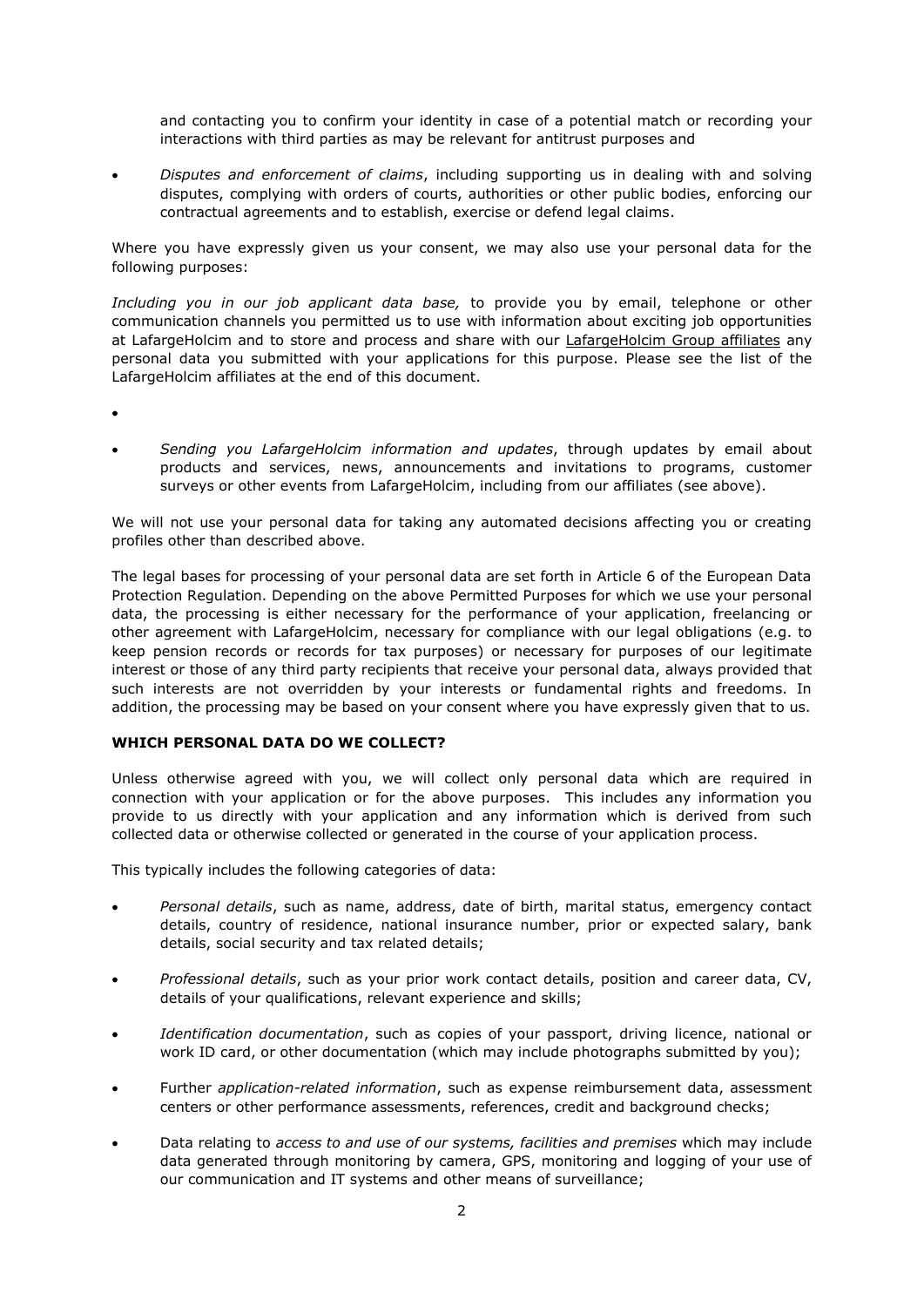and contacting you to confirm your identity in case of a potential match or recording your interactions with third parties as may be relevant for antitrust purposes and

- *Disputes and enforcement of claims*, including supporting us in dealing with and solving disputes, complying with orders of courts, authorities or other public bodies, enforcing our contractual agreements and to establish, exercise or defend legal claims.

Where you have expressly given us your consent, we may also use your personal data for the following purposes:

*Including you in our job applicant data base,* to provide you by email, telephone or other communication channels you permitted us to use with information about exciting job opportunities at LafargeHolcim and to store and process and share with our LafargeHolcim Group affiliates any personal data you submitted with your applications for this purpose. Please see the list of the LafargeHolcim affiliates at the end of this document.

- 
- *Sending you LafargeHolcim information and updates*, through updates by email about products and services, news, announcements and invitations to programs, customer surveys or other events from LafargeHolcim, including from our affiliates (see above).

We will not use your personal data for taking any automated decisions affecting you or creating profiles other than described above.

The legal bases for processing of your personal data are set forth in Article 6 of the European Data Protection Regulation. Depending on the above Permitted Purposes for which we use your personal data, the processing is either necessary for the performance of your application, freelancing or other agreement with LafargeHolcim, necessary for compliance with our legal obligations (e.g. to keep pension records or records for tax purposes) or necessary for purposes of our legitimate interest or those of any third party recipients that receive your personal data, always provided that such interests are not overridden by your interests or fundamental rights and freedoms. In addition, the processing may be based on your consent where you have expressly given that to us.

**WHICH PERSONAL DATA DO WE COLLECT?**

Unless otherwise agreed with you, we will collect only personal data which are required in connection with your application or for the above purposes. This includes any information you provide to us directly with your application and any information which is derived from such collected data or otherwise collected or generated in the course of your application process.

This typically includes the following categories of data:

- *Personal details*, such as name, address, date of birth, marital status, emergency contact details, country of residence, national insurance number, prior or expected salary, bank details, social security and tax related details;
- *Professional details*, such as your prior work contact details, position and career data, CV, details of your qualifications, relevant experience and skills;
- *Identification documentation*, such as copies of your passport, driving licence, national or work ID card, or other documentation (which may include photographs submitted by you);
- Further *application-related information*, such as expense reimbursement data, assessment centers or other performance assessments, references, credit and background checks;
- Data relating to *access to and use of our systems, facilities and premises* which may include data generated through monitoring by camera, GPS, monitoring and logging of your use of our communication and IT systems and other means of surveillance;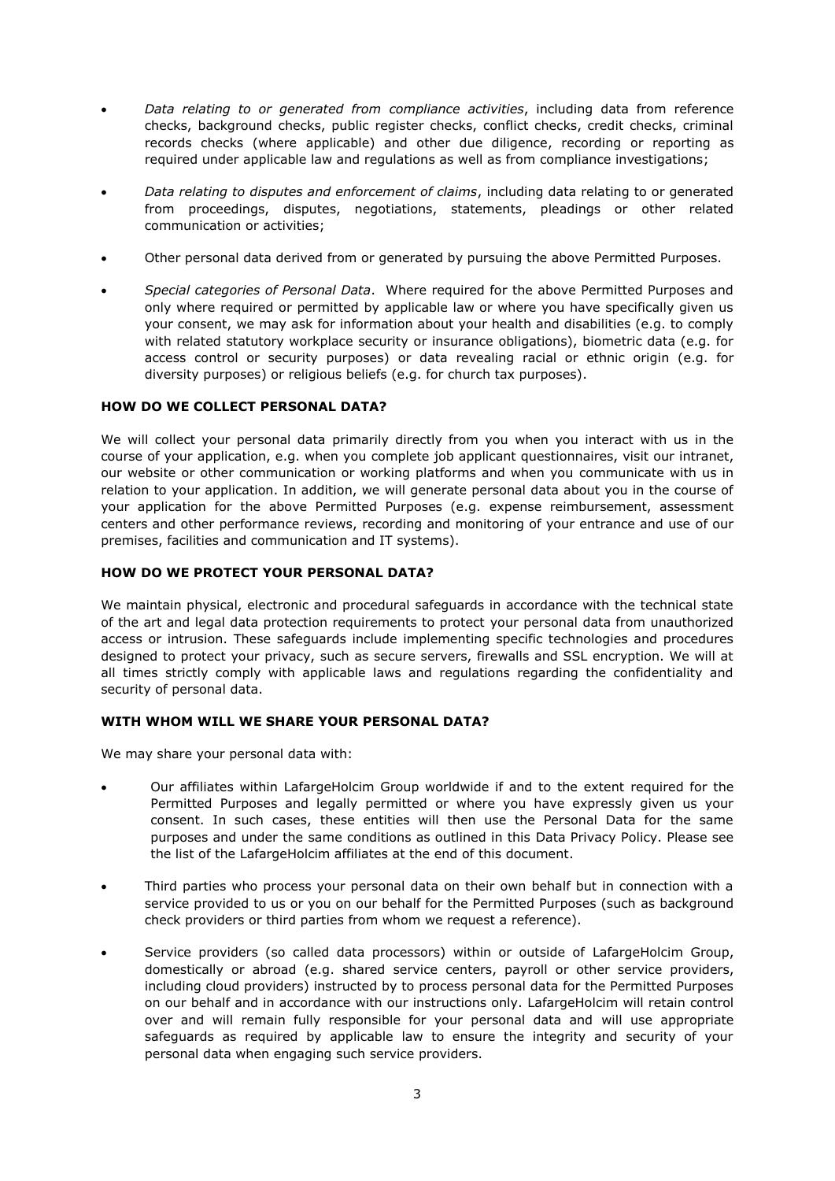- *Data relating to or generated from compliance activities*, including data from reference checks, background checks, public register checks, conflict checks, credit checks, criminal records checks (where applicable) and other due diligence, recording or reporting as required under applicable law and regulations as well as from compliance investigations;
- *Data relating to disputes and enforcement of claims*, including data relating to or generated from proceedings, disputes, negotiations, statements, pleadings or other related communication or activities;
- Other personal data derived from or generated by pursuing the above Permitted Purposes.
- *Special categories of Personal Data*. Where required for the above Permitted Purposes and only where required or permitted by applicable law or where you have specifically given us your consent, we may ask for information about your health and disabilities (e.g. to comply with related statutory workplace security or insurance obligations), biometric data (e.g. for access control or security purposes) or data revealing racial or ethnic origin (e.g. for diversity purposes) or religious beliefs (e.g. for church tax purposes).

**HOW DO WE COLLECT PERSONAL DATA?**

We will collect your personal data primarily directly from you when you interact with us in the course of your application, e.g. when you complete job applicant questionnaires, visit our intranet, our website or other communication or working platforms and when you communicate with us in relation to your application. In addition, we will generate personal data about you in the course of your application for the above Permitted Purposes (e.g. expense reimbursement, assessment centers and other performance reviews, recording and monitoring of your entrance and use of our premises, facilities and communication and IT systems).

**HOW DO WE PROTECT YOUR PERSONAL DATA?**

We maintain physical, electronic and procedural safeguards in accordance with the technical state of the art and legal data protection requirements to protect your personal data from unauthorized access or intrusion. These safeguards include implementing specific technologies and procedures designed to protect your privacy, such as secure servers, firewalls and SSL encryption. We will at all times strictly comply with applicable laws and regulations regarding the confidentiality and security of personal data.

**WITH WHOM WILL WE SHARE YOUR PERSONAL DATA?**

We may share your personal data with:

- Our affiliates within LafargeHolcim Group worldwide if and to the extent required for the Permitted Purposes and legally permitted or where you have expressly given us your consent. In such cases, these entities will then use the Personal Data for the same purposes and under the same conditions as outlined in this Data Privacy Policy. Please see the list of the LafargeHolcim affiliates at the end of this document.
- Third parties who process your personal data on their own behalf but in connection with a service provided to us or you on our behalf for the Permitted Purposes (such as background check providers or third parties from whom we request a reference).
- Service providers (so called data processors) within or outside of LafargeHolcim Group, domestically or abroad (e.g. shared service centers, payroll or other service providers, including cloud providers) instructed by to process personal data for the Permitted Purposes on our behalf and in accordance with our instructions only. LafargeHolcim will retain control over and will remain fully responsible for your personal data and will use appropriate safeguards as required by applicable law to ensure the integrity and security of your personal data when engaging such service providers.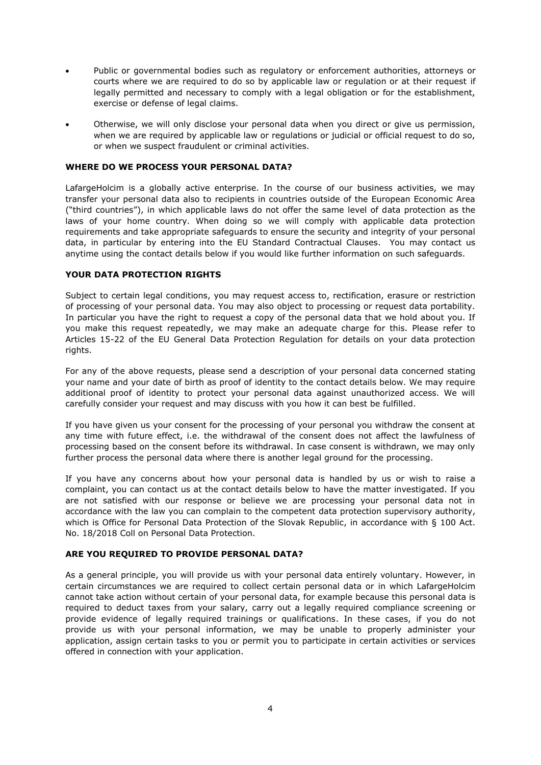- Public or governmental bodies such as regulatory or enforcement authorities, attorneys or courts where we are required to do so by applicable law or regulation or at their request if legally permitted and necessary to comply with a legal obligation or for the establishment, exercise or defense of legal claims.
- Otherwise, we will only disclose your personal data when you direct or give us permission, when we are required by applicable law or regulations or judicial or official request to do so, or when we suspect fraudulent or criminal activities.

**WHERE DO WE PROCESS YOUR PERSONAL DATA?**

LafargeHolcim is a globally active enterprise. In the course of our business activities, we may transfer your personal data also to recipients in countries outside of the European Economic Area ("third countries"), in which applicable laws do not offer the same level of data protection as the laws of your home country. When doing so we will comply with applicable data protection requirements and take appropriate safeguards to ensure the security and integrity of your personal data, in particular by entering into the EU Standard Contractual Clauses. You may contact us anytime using the contact details below if you would like further information on such safeguards.

**YOUR DATA PROTECTION RIGHTS**

Subject to certain legal conditions, you may request access to, rectification, erasure or restriction of processing of your personal data. You may also object to processing or request data portability. In particular you have the right to request a copy of the personal data that we hold about you. If you make this request repeatedly, we may make an adequate charge for this. Please refer to Articles 15-22 of the EU General Data Protection Regulation for details on your data protection rights.

For any of the above requests, please send a description of your personal data concerned stating your name and your date of birth as proof of identity to the contact details below. We may require additional proof of identity to protect your personal data against unauthorized access. We will carefully consider your request and may discuss with you how it can best be fulfilled.

If you have given us your consent for the processing of your personal you withdraw the consent at any time with future effect, i.e. the withdrawal of the consent does not affect the lawfulness of processing based on the consent before its withdrawal. In case consent is withdrawn, we may only further process the personal data where there is another legal ground for the processing.

If you have any concerns about how your personal data is handled by us or wish to raise a complaint, you can contact us at the contact details below to have the matter investigated. If you are not satisfied with our response or believe we are processing your personal data not in accordance with the law you can complain to the competent data protection supervisory authority, which is Office for Personal Data Protection of the Slovak Republic, in accordance with § 100 Act. No. 18/2018 Coll on Personal Data Protection.

**ARE YOU REQUIRED TO PROVIDE PERSONAL DATA?**

As a general principle, you will provide us with your personal data entirely voluntary. However, in certain circumstances we are required to collect certain personal data or in which LafargeHolcim cannot take action without certain of your personal data, for example because this personal data is required to deduct taxes from your salary, carry out a legally required compliance screening or provide evidence of legally required trainings or qualifications. In these cases, if you do not provide us with your personal information, we may be unable to properly administer your application, assign certain tasks to you or permit you to participate in certain activities or services offered in connection with your application.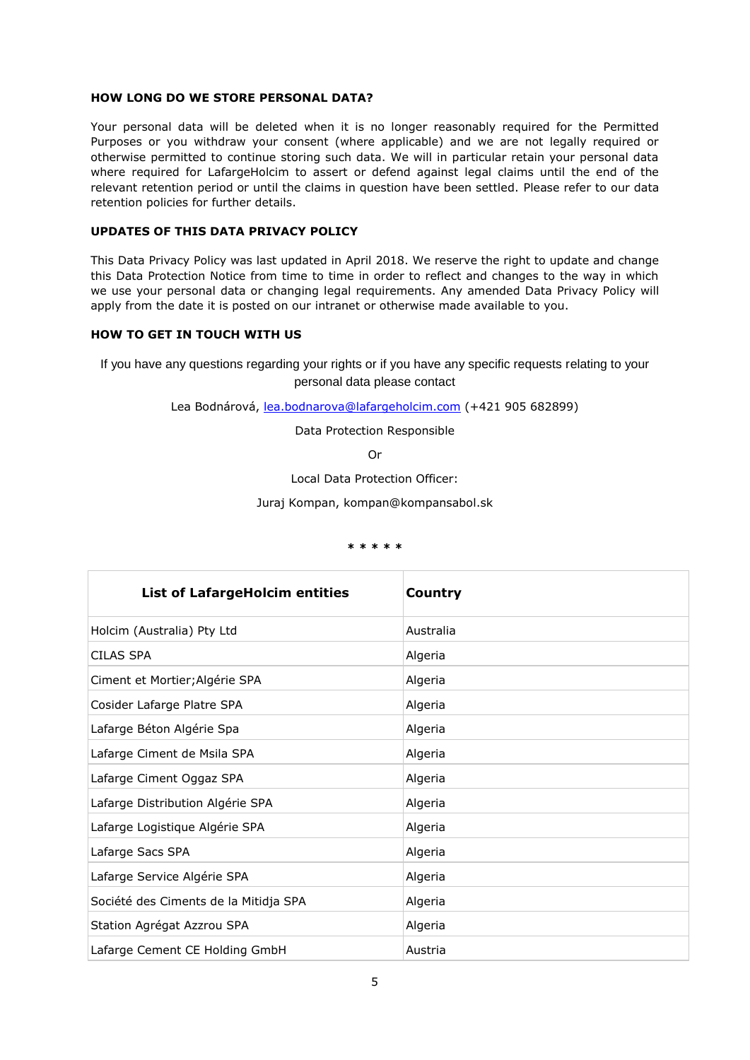## HOW LONG DO WE STORE PERSONAL DATA?

Your personal data will be deleted when it is no longer reasonably required for the Permitted Purposes or you withdraw your consent (where applicable) and we are not legally required or otherwise permitted to continue storing such data. We will in particular retain your personal data where required for LafargeHolcim to assert or defend against legal claims until the end of the relevant retention period or until the claims in question have been settled. Please refer to our data retention policies for further details.

## UPDATES OF THIS DATA PRIVACY POLICY

This Data Privacy Policy was last updated in April 2018. We reserve the right to update and change this Data Protection Notice from time to time in order to reflect and changes to the way in which we use your personal data or changing legal requirements. Any amended Data Privacy Policy will apply from the date it is posted on our intranet or otherwise made available to you.

## HOW TO GET IN TOUCH WITH US

If you have any questions regarding your rights or if you have any specific requests relating to your personal data please contact

Lea Bodnárová, lea.bodnarova@lafargeholcim.com (+421 905 682899)

Data Protection Responsible

Or

Local Data Protection Officer:

Juraj Kompan, kompan@kompansabol.sk

\* \* \* \* \*

| List of LafargeHolcim entities | Country |
|---|---|
| Holcim (Australia) Pty Ltd | Australia |
| CILAS SPA | Algeria |
| Ciment et Mortier;Algérie SPA | Algeria |
| Cosider Lafarge Platre SPA | Algeria |
| Lafarge Béton Algérie Spa | Algeria |
| Lafarge Ciment de Msila SPA | Algeria |
| Lafarge Ciment Oggaz SPA | Algeria |
| Lafarge Distribution Algérie SPA | Algeria |
| Lafarge Logistique Algérie SPA | Algeria |
| Lafarge Sacs SPA | Algeria |
| Lafarge Service Algérie SPA | Algeria |
| Société des Ciments de la Mitidja SPA | Algeria |
| Station Agrégat Azzrou SPA | Algeria |
| Lafarge Cement CE Holding GmbH | Austria |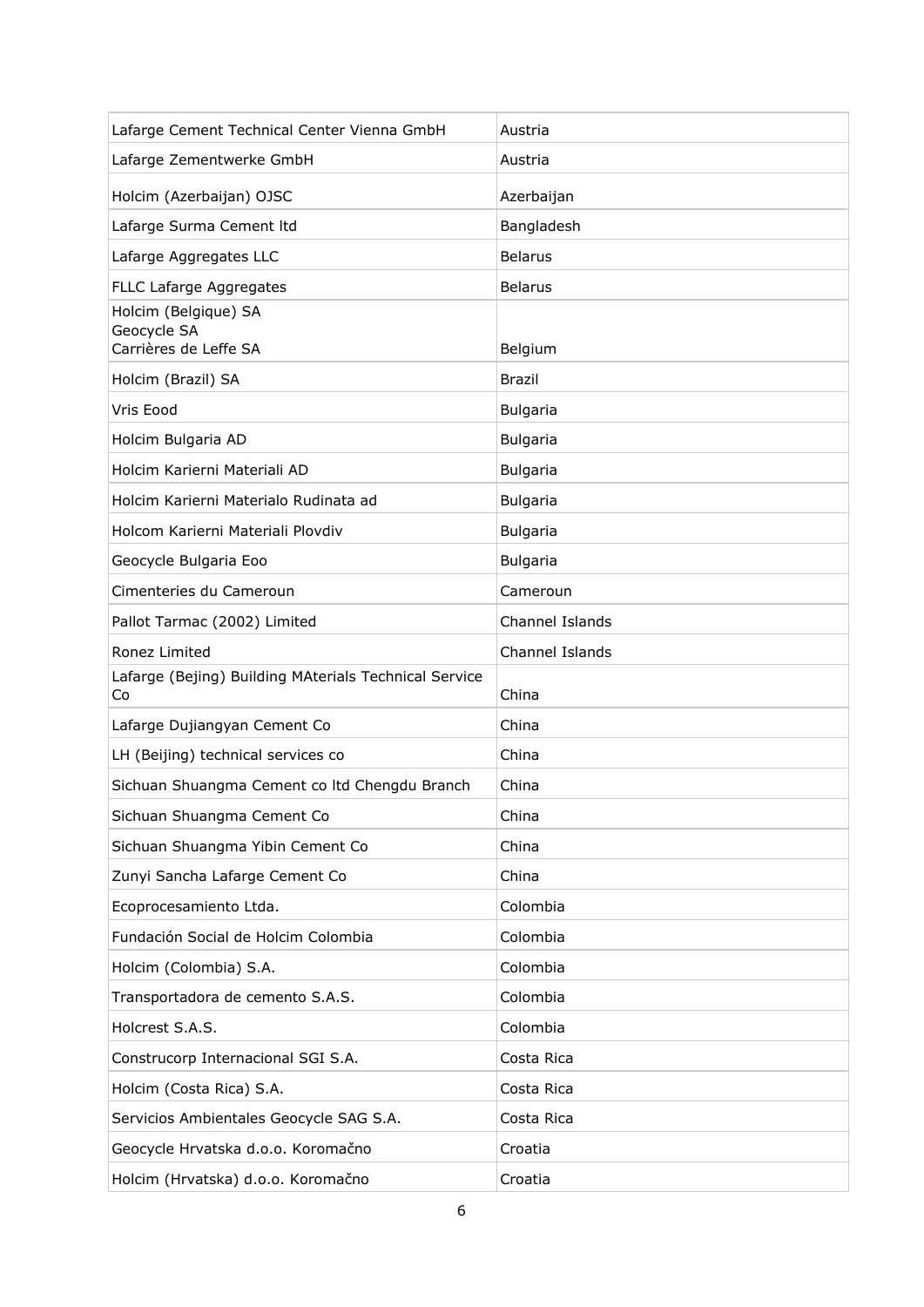| Lafarge Cement Technical Center Vienna GmbH | Austria |
|---|---|
| Lafarge Zementwerke GmbH | Austria |
| Holcim (Azerbaijan) OJSC | Azerbaijan |
| Lafarge Surma Cement ltd | Bangladesh |
| Lafarge Aggregates LLC | Belarus |
| FLLC Lafarge Aggregates | Belarus |
| Holcim (Belgique) SA<br>Geocycle SA<br>Carrières de Leffe SA | Belgium |
| Holcim (Brazil) SA | Brazil |
| Vris Eood | Bulgaria |
| Holcim Bulgaria AD | Bulgaria |
| Holcim Karierni Materiali AD | Bulgaria |
| Holcim Karierni Materialo Rudinata ad | Bulgaria |
| Holcom Karierni Materiali Plovdiv | Bulgaria |
| Geocycle Bulgaria Eoo | Bulgaria |
| Cimenteries du Cameroun | Cameroun |
| Pallot Tarmac (2002) Limited | Channel Islands |
| Ronez Limited | Channel Islands |
| Lafarge (Bejing) Building MAterials Technical Service Co | China |
| Lafarge Dujiangyan Cement Co | China |
| LH (Beijing) technical services co | China |
| Sichuan Shuangma Cement co ltd Chengdu Branch | China |
| Sichuan Shuangma Cement Co | China |
| Sichuan Shuangma Yibin Cement Co | China |
| Zunyi Sancha Lafarge Cement Co | China |
| Ecoprocesamiento Ltda. | Colombia |
| Fundación Social de Holcim Colombia | Colombia |
| Holcim (Colombia) S.A. | Colombia |
| Transportadora de cemento S.A.S. | Colombia |
| Holcrest S.A.S. | Colombia |
| Construcorp Internacional SGI S.A. | Costa Rica |
| Holcim (Costa Rica) S.A. | Costa Rica |
| Servicios Ambientales Geocycle SAG S.A. | Costa Rica |
| Geocycle Hrvatska d.o.o. Koromačno | Croatia |
| Holcim (Hrvatska) d.o.o. Koromačno | Croatia |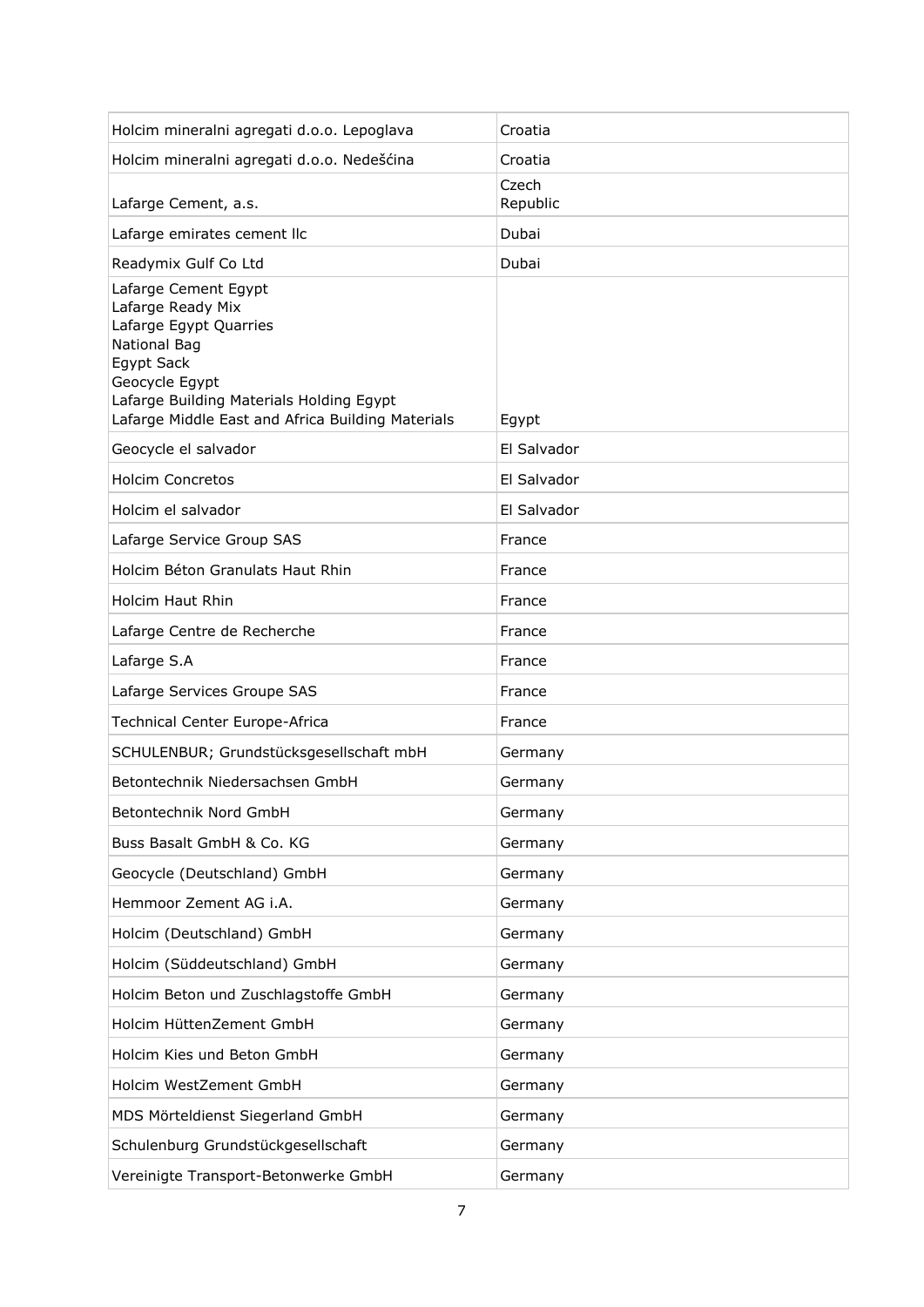| | |
|---|---|
| Holcim mineralni agregati d.o.o. Lepoglava | Croatia |
| Holcim mineralni agregati d.o.o. Nedešćina | Croatia |
| Lafarge Cement, a.s. | Czech Republic |
| Lafarge emirates cement llc | Dubai |
| Readymix Gulf Co Ltd | Dubai |
| Lafarge Cement Egypt<br>Lafarge Ready Mix<br>Lafarge Egypt Quarries<br>National Bag<br>Egypt Sack<br>Geocycle Egypt<br>Lafarge Building Materials Holding Egypt<br>Lafarge Middle East and Africa Building Materials | Egypt |
| Geocycle el salvador | El Salvador |
| Holcim Concretos | El Salvador |
| Holcim el salvador | El Salvador |
| Lafarge Service Group SAS | France |
| Holcim Béton Granulats Haut Rhin | France |
| Holcim Haut Rhin | France |
| Lafarge Centre de Recherche | France |
| Lafarge S.A | France |
| Lafarge Services Groupe SAS | France |
| Technical Center Europe-Africa | France |
| SCHULENBUR; Grundstücksgesellschaft mbH | Germany |
| Betontechnik Niedersachsen GmbH | Germany |
| Betontechnik Nord GmbH | Germany |
| Buss Basalt GmbH & Co. KG | Germany |
| Geocycle (Deutschland) GmbH | Germany |
| Hemmoor Zement AG i.A. | Germany |
| Holcim (Deutschland) GmbH | Germany |
| Holcim (Süddeutschland) GmbH | Germany |
| Holcim Beton und Zuschlagstoffe GmbH | Germany |
| Holcim HüttenZement GmbH | Germany |
| Holcim Kies und Beton GmbH | Germany |
| Holcim WestZement GmbH | Germany |
| MDS Mörteldienst Siegerland GmbH | Germany |
| Schulenburg Grundstückgesellschaft | Germany |
| Vereinigte Transport-Betonwerke GmbH | Germany |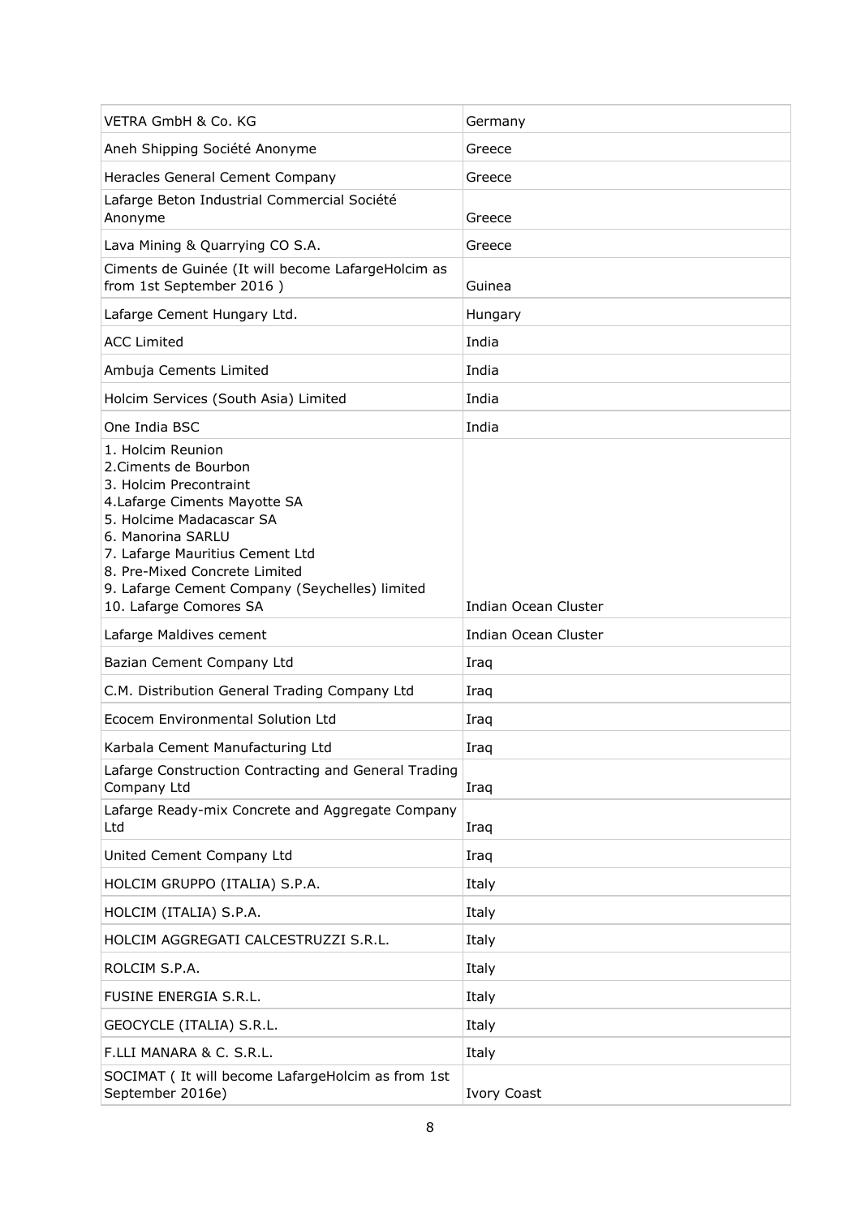| | |
|---|---|
| VETRA GmbH & Co. KG | Germany |
| Aneh Shipping Société Anonyme | Greece |
| Heracles General Cement Company | Greece |
| Lafarge Beton Industrial Commercial Société Anonyme | Greece |
| Lava Mining & Quarrying CO S.A. | Greece |
| Ciments de Guinée (It will become LafargeHolcim as from 1st September 2016 ) | Guinea |
| Lafarge Cement Hungary Ltd. | Hungary |
| ACC Limited | India |
| Ambuja Cements Limited | India |
| Holcim Services (South Asia) Limited | India |
| One India BSC | India |
| 1. Holcim Reunion<br>2.Ciments de Bourbon<br>3. Holcim Precontraint<br>4.Lafarge Ciments Mayotte SA<br>5. Holcime Madacascar SA<br>6. Manorina SARLU<br>7. Lafarge Mauritius Cement Ltd<br>8. Pre-Mixed Concrete Limited<br>9. Lafarge Cement Company (Seychelles) limited<br>10. Lafarge Comores SA | Indian Ocean Cluster |
| Lafarge Maldives cement | Indian Ocean Cluster |
| Bazian Cement Company Ltd | Iraq |
| C.M. Distribution General Trading Company Ltd | Iraq |
| Ecocem Environmental Solution Ltd | Iraq |
| Karbala Cement Manufacturing Ltd | Iraq |
| Lafarge Construction Contracting and General Trading Company Ltd | Iraq |
| Lafarge Ready-mix Concrete and Aggregate Company Ltd | Iraq |
| United Cement Company Ltd | Iraq |
| HOLCIM GRUPPO (ITALIA) S.P.A. | Italy |
| HOLCIM (ITALIA) S.P.A. | Italy |
| HOLCIM AGGREGATI CALCESTRUZZI S.R.L. | Italy |
| ROLCIM S.P.A. | Italy |
| FUSINE ENERGIA S.R.L. | Italy |
| GEOCYCLE (ITALIA) S.R.L. | Italy |
| F.LLI MANARA & C. S.R.L. | Italy |
| SOCIMAT ( It will become LafargeHolcim as from 1st September 2016e) | Ivory Coast |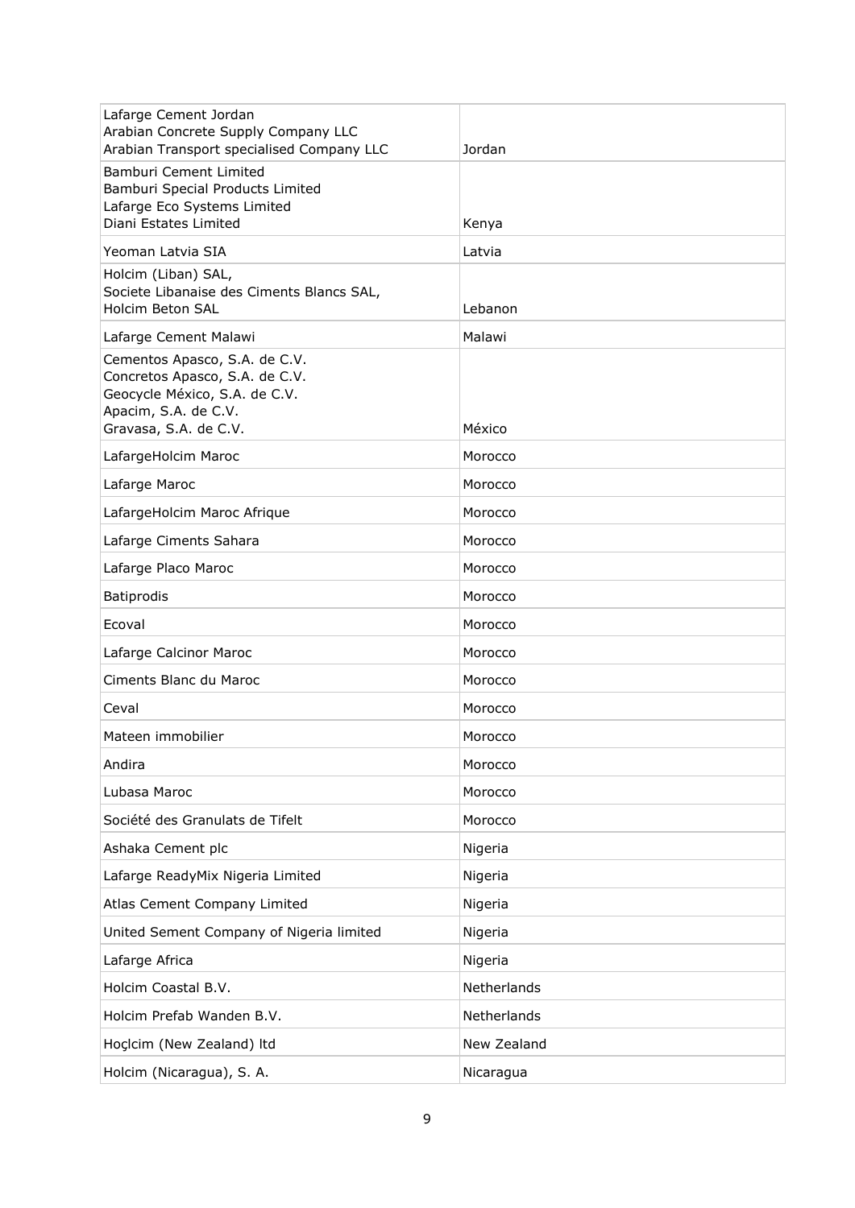| | |
|---|---|
| Lafarge Cement Jordan<br>Arabian Concrete Supply Company LLC<br>Arabian Transport specialised Company LLC | Jordan |
| Bamburi Cement Limited<br>Bamburi Special Products Limited<br>Lafarge Eco Systems Limited<br>Diani Estates Limited | Kenya |
| Yeoman Latvia SIA | Latvia |
| Holcim (Liban) SAL,<br>Societe Libanaise des Ciments Blancs SAL,<br>Holcim Beton SAL | Lebanon |
| Lafarge Cement Malawi | Malawi |
| Cementos Apasco, S.A. de C.V.<br>Concretos Apasco, S.A. de C.V.<br>Geocycle México, S.A. de C.V.<br>Apacim, S.A. de C.V.<br>Gravasa, S.A. de C.V. | México |
| LafargeHolcim Maroc | Morocco |
| Lafarge Maroc | Morocco |
| LafargeHolcim Maroc Afrique | Morocco |
| Lafarge Ciments Sahara | Morocco |
| Lafarge Placo Maroc | Morocco |
| Batiprodis | Morocco |
| Ecoval | Morocco |
| Lafarge Calcinor Maroc | Morocco |
| Ciments Blanc du Maroc | Morocco |
| Ceval | Morocco |
| Mateen immobilier | Morocco |
| Andira | Morocco |
| Lubasa Maroc | Morocco |
| Société des Granulats de Tifelt | Morocco |
| Ashaka Cement plc | Nigeria |
| Lafarge ReadyMix Nigeria Limited | Nigeria |
| Atlas Cement Company Limited | Nigeria |
| United Sement Company of Nigeria limited | Nigeria |
| Lafarge Africa | Nigeria |
| Holcim Coastal B.V. | Netherlands |
| Holcim Prefab Wanden B.V. | Netherlands |
| Hoçlcim (New Zealand) ltd | New Zealand |
| Holcim (Nicaragua), S. A. | Nicaragua |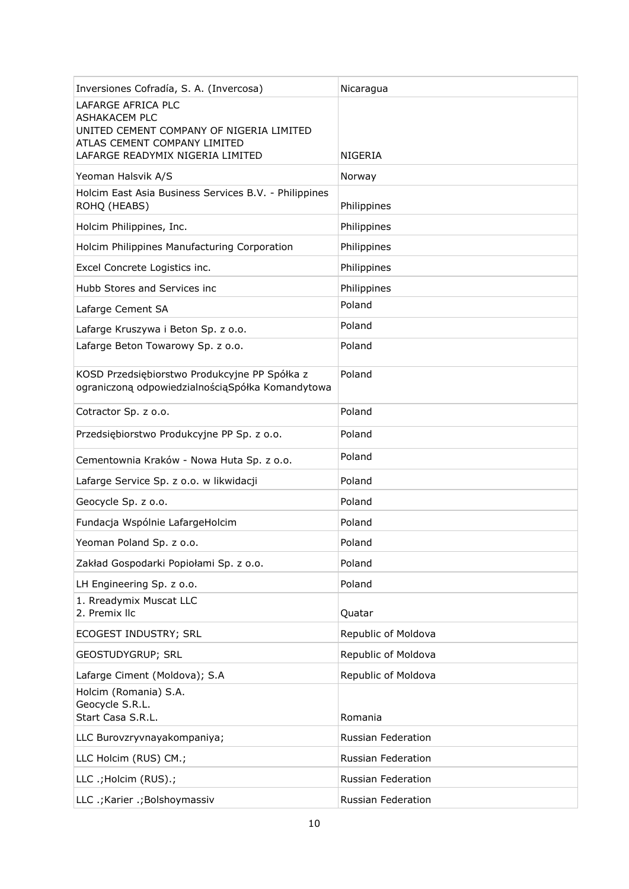| | |
|---|---|
| Inversiones Cofradía, S. A. (Invercosa) | Nicaragua |
| LAFARGE AFRICA PLC<br>ASHAKACEM PLC<br>UNITED CEMENT COMPANY OF NIGERIA LIMITED<br>ATLAS CEMENT COMPANY LIMITED<br>LAFARGE READYMIX NIGERIA LIMITED | NIGERIA |
| Yeoman Halsvik A/S | Norway |
| Holcim East Asia Business Services B.V. - Philippines ROHQ (HEABS) | Philippines |
| Holcim Philippines, Inc. | Philippines |
| Holcim Philippines Manufacturing Corporation | Philippines |
| Excel Concrete Logistics inc. | Philippines |
| Hubb Stores and Services inc | Philippines |
| Lafarge Cement SA | Poland |
| Lafarge Kruszywa i Beton Sp. z o.o. | Poland |
| Lafarge Beton Towarowy Sp. z o.o. | Poland |
| KOSD Przedsiębiorstwo Produkcyjne PP Spółka z ograniczoną odpowiedzialnościąSpółka Komandytowa | Poland |
| Cotractor Sp. z o.o. | Poland |
| Przedsiębiorstwo Produkcyjne PP Sp. z o.o. | Poland |
| Cementownia Kraków - Nowa Huta Sp. z o.o. | Poland |
| Lafarge Service Sp. z o.o. w likwidacji | Poland |
| Geocycle Sp. z o.o. | Poland |
| Fundacja Wspólnie LafargeHolcim | Poland |
| Yeoman Poland Sp. z o.o. | Poland |
| Zakład Gospodarki Popiołami Sp. z o.o. | Poland |
| LH Engineering Sp. z o.o. | Poland |
| 1. Rreadymix Muscat LLC<br>2. Premix llc | Quatar |
| ECOGEST INDUSTRY; SRL | Republic of Moldova |
| GEOSTUDYGRUP; SRL | Republic of Moldova |
| Lafarge Ciment (Moldova); S.A | Republic of Moldova |
| Holcim (Romania) S.A.<br>Geocycle S.R.L.<br>Start Casa S.R.L. | Romania |
| LLC Burovzryvnayakompaniya; | Russian Federation |
| LLC Holcim (RUS) CM.; | Russian Federation |
| LLC .;Holcim (RUS).; | Russian Federation |
| LLC .;Karier .;Bolshoymassiv | Russian Federation |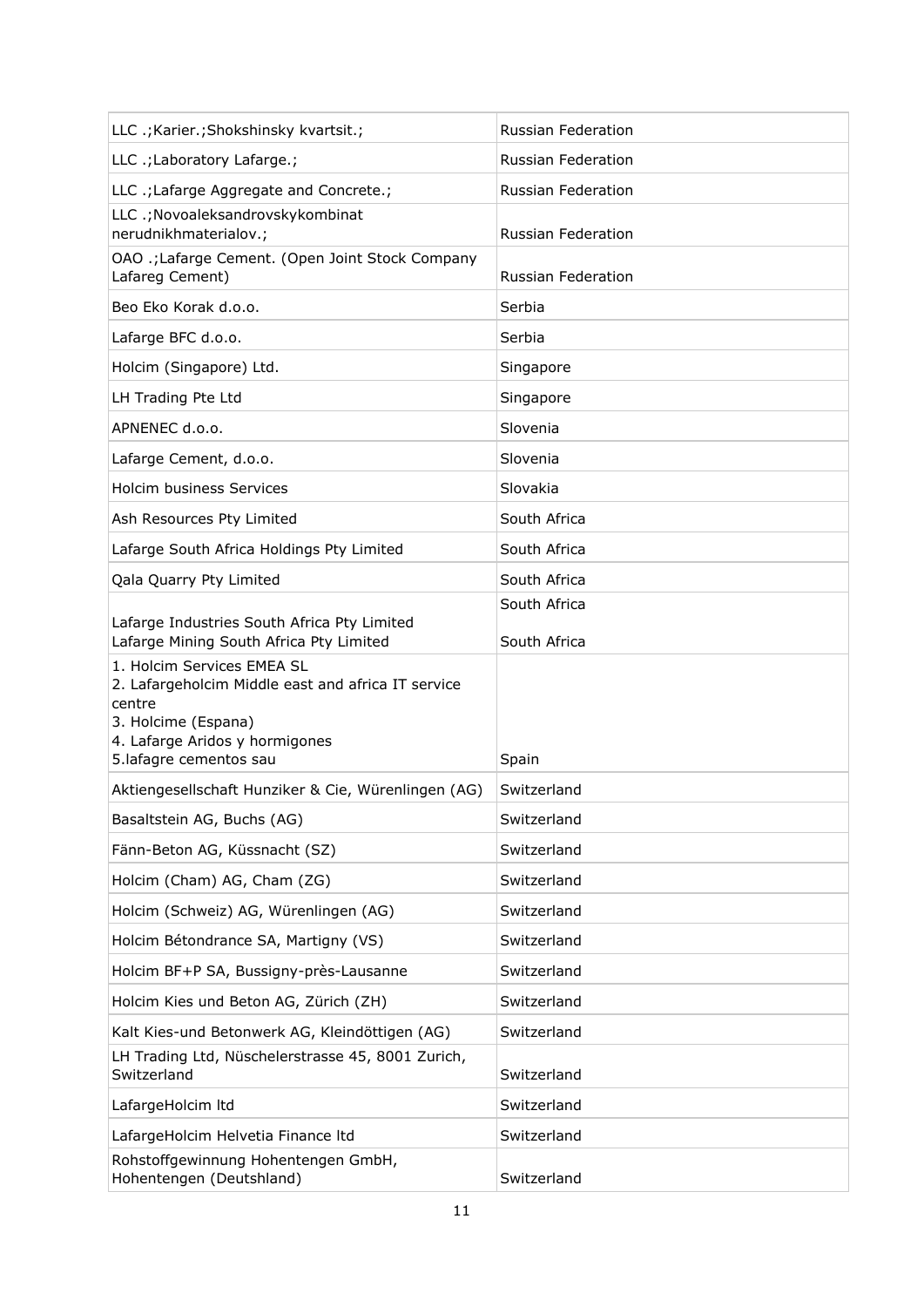| | |
|---|---|
| LLC .;Karier.;Shokshinsky kvartsit.; | Russian Federation |
| LLC .;Laboratory Lafarge.; | Russian Federation |
| LLC .;Lafarge Aggregate and Concrete.; | Russian Federation |
| LLC .;Novoaleksandrovskykombinat nerudnikhmaterialov.; | Russian Federation |
| OAO .;Lafarge Cement. (Open Joint Stock Company Lafareg Cement) | Russian Federation |
| Beo Eko Korak d.o.o. | Serbia |
| Lafarge BFC d.o.o. | Serbia |
| Holcim (Singapore) Ltd. | Singapore |
| LH Trading Pte Ltd | Singapore |
| APNENEC d.o.o. | Slovenia |
| Lafarge Cement, d.o.o. | Slovenia |
| Holcim business Services | Slovakia |
| Ash Resources Pty Limited | South Africa |
| Lafarge South Africa Holdings Pty Limited | South Africa |
| Qala Quarry Pty Limited | South Africa |
| Lafarge Industries South Africa Pty Limited<br>Lafarge Mining South Africa Pty Limited | South Africa<br>South Africa |
| 1. Holcim Services EMEA SL<br>2. Lafargeholcim Middle east and africa IT service centre<br>3. Holcime (Espana)<br>4. Lafarge Aridos y hormigones<br>5.lafagre cementos sau | Spain |
| Aktiengesellschaft Hunziker & Cie, Würenlingen (AG) | Switzerland |
| Basaltstein AG, Buchs (AG) | Switzerland |
| Fänn-Beton AG, Küssnacht (SZ) | Switzerland |
| Holcim (Cham) AG, Cham (ZG) | Switzerland |
| Holcim (Schweiz) AG, Würenlingen (AG) | Switzerland |
| Holcim Bétondrance SA, Martigny (VS) | Switzerland |
| Holcim BF+P SA, Bussigny-près-Lausanne | Switzerland |
| Holcim Kies und Beton AG, Zürich (ZH) | Switzerland |
| Kalt Kies-und Betonwerk AG, Kleindöttigen (AG) | Switzerland |
| LH Trading Ltd, Nüschelerstrasse 45, 8001 Zurich, Switzerland | Switzerland |
| LafargeHolcim ltd | Switzerland |
| LafargeHolcim Helvetia Finance ltd | Switzerland |
| Rohstoffgewinnung Hohentengen GmbH, Hohentengen (Deutshland) | Switzerland |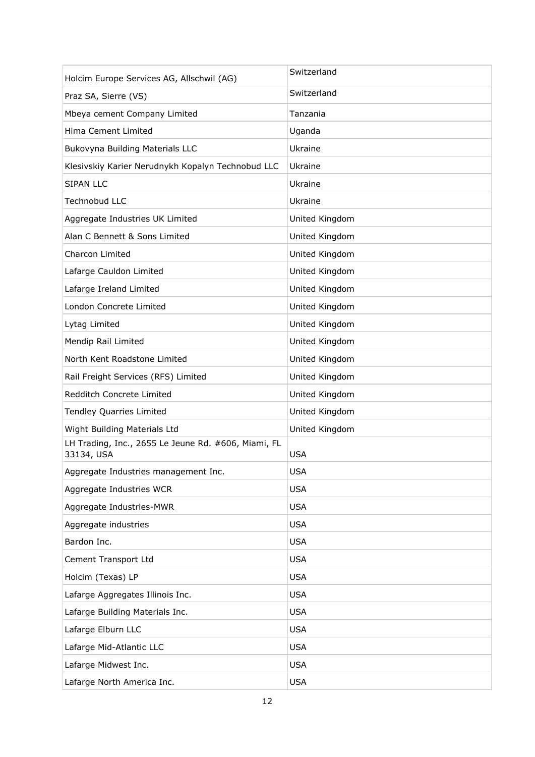| | |
|---|---|
| Holcim Europe Services AG, Allschwil (AG) | Switzerland |
| Praz SA, Sierre (VS) | Switzerland |
| Mbeya cement Company Limited | Tanzania |
| Hima Cement Limited | Uganda |
| Bukovyna Building Materials LLC | Ukraine |
| Klesivskiy Karier Nerudnykh Kopalyn Technobud LLC | Ukraine |
| SIPAN LLC | Ukraine |
| Technobud LLC | Ukraine |
| Aggregate Industries UK Limited | United Kingdom |
| Alan C Bennett & Sons Limited | United Kingdom |
| Charcon Limited | United Kingdom |
| Lafarge Cauldon Limited | United Kingdom |
| Lafarge Ireland Limited | United Kingdom |
| London Concrete Limited | United Kingdom |
| Lytag Limited | United Kingdom |
| Mendip Rail Limited | United Kingdom |
| North Kent Roadstone Limited | United Kingdom |
| Rail Freight Services (RFS) Limited | United Kingdom |
| Redditch Concrete Limited | United Kingdom |
| Tendley Quarries Limited | United Kingdom |
| Wight Building Materials Ltd | United Kingdom |
| LH Trading, Inc., 2655 Le Jeune Rd. #606, Miami, FL 33134, USA | USA |
| Aggregate Industries management Inc. | USA |
| Aggregate Industries WCR | USA |
| Aggregate Industries-MWR | USA |
| Aggregate industries | USA |
| Bardon Inc. | USA |
| Cement Transport Ltd | USA |
| Holcim (Texas) LP | USA |
| Lafarge Aggregates Illinois Inc. | USA |
| Lafarge Building Materials Inc. | USA |
| Lafarge Elburn LLC | USA |
| Lafarge Mid-Atlantic LLC | USA |
| Lafarge Midwest Inc. | USA |
| Lafarge North America Inc. | USA |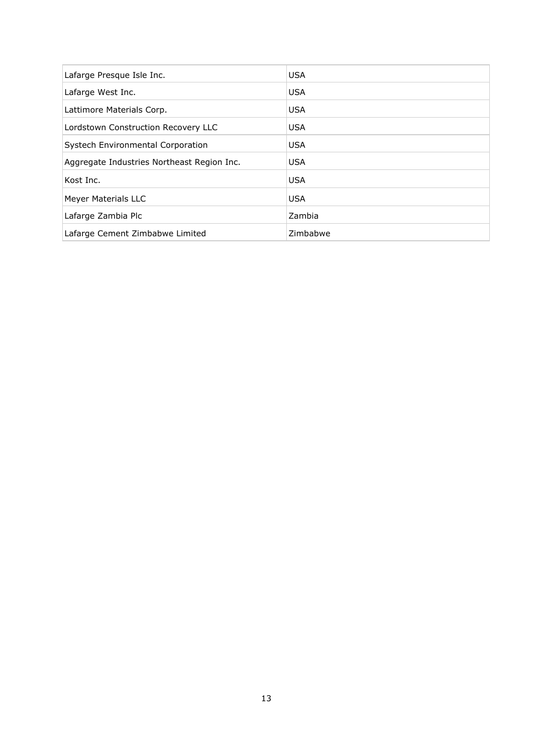| | |
|---|---|
| Lafarge Presque Isle Inc. | USA |
| Lafarge West Inc. | USA |
| Lattimore Materials Corp. | USA |
| Lordstown Construction Recovery LLC | USA |
| Systech Environmental Corporation | USA |
| Aggregate Industries Northeast Region Inc. | USA |
| Kost Inc. | USA |
| Meyer Materials LLC | USA |
| Lafarge Zambia Plc | Zambia |
| Lafarge Cement Zimbabwe Limited | Zimbabwe |